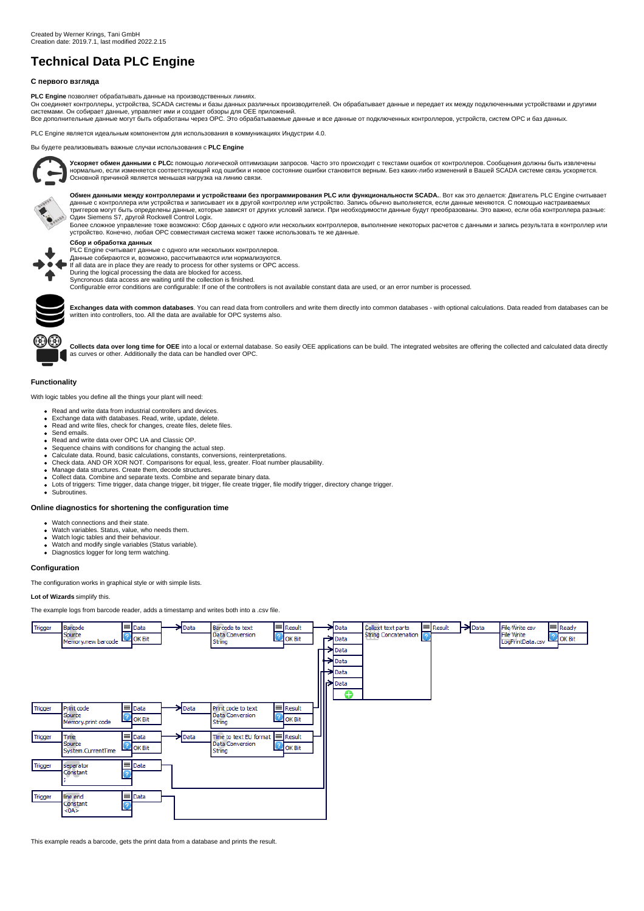Created by Werner Krings, Tani GmbH
Creation date: 2019.7.1, last modified 2022.2.15

# Technical Data PLC Engine

### С первого взгляда

**PLC Engine** позволяет обрабатывать данные на производственных линиях.
Он соединяет контроллеры, устройства, SCADA системы и базы данных различных производителей. Он обрабатывает данные и передает их между подключенными устройствами и другими системами. Он собирает данные, управляет ими и создает обзоры для OEE приложений.
Все дополнительные данные могут быть обработаны через OPC. Это обрабатываемые данные и все данные от подключенных контроллеров, устройств, систем OPC и баз данных.

PLC Engine является идеальным компонентом для использования в коммуникациях Индустрии 4.0.

Вы будете реализовывать важные случаи использования с **PLC Engine**

**Ускоряет обмен данными с PLC**с помощью логической оптимизации запросов. Часто это происходит с текстами ошибок от контроллеров. Сообщения должны быть извлечены нормально, если изменяется соответствующий код ошибки и новое состояние ошибки становится верным. Без каких-либо изменений в Вашей SCADA системе связь ускоряется. Основной причиной является меньшая нагрузка на линию связи.

**Обмен данными между контроллерами и устройствами без программирования PLC или функциональности SCADA.**. Вот как это делается: Двигатель PLC Engine считывает данные с контроллера или устройства и записывает их в другой контроллер или устройство. Запись обычно выполняется, если данные меняются. С помощью настраиваемых триггеров могут быть определены данные, которые зависят от других условий записи. При необходимости данные будут преобразованы. Это важно, если оба контроллера разные: Один Siemens S7, другой Rockwell Control Logix.
Более сложное управление тоже возможно: Сбор данных с одного или нескольких контроллеров, выполнение некоторых расчетов с данными и запись результата в контроллер или устройство. Конечно, любая OPC совместимая система может также использовать те же данные.

**Сбор и обработка данных**
PLC Engine считывает данные с одного или нескольких контроллеров.
Данные собираются и, возможно, рассчитываются или нормализуются.
If all data are in place they are ready to process for other systems or OPC access.
During the logical processing the data are blocked for access.
Syncronous data access are waiting until the collection is finished.
Configurable error conditions are configurable: If one of the controllers is not available constant data are used, or an error number is processed.

**Exchanges data with common databases**. You can read data from controllers and write them directly into common databases - with optional calculations. Data readed from databases can be written into controllers, too. All the data are available for OPC systems also.

**Collects data over long time for OEE** into a local or external database. So easily OEE applications can be build. The integrated websites are offering the collected and calculated data directly as curves or other. Additionally the data can be handled over OPC.

### Functionality

With logic tables you define all the things your plant will need:

- Read and write data from industrial controllers and devices.
- Exchange data with databases. Read, write, update, delete.
- Read and write files, check for changes, create files, delete files.
- Send emails.
- Read and write data over OPC UA and Classic OP.
- Sequence chains with conditions for changing the actual step.
- Calculate data. Round, basic calculations, constants, conversions, reinterpretations.
- Check data. AND OR XOR NOT. Comparisons for equal, less, greater. Float number plausability.
- Manage data structures. Create them, decode structures.
- Collect data. Combine and separate texts. Combine and separate binary data.
- Lots of triggers: Time trigger, data change trigger, bit trigger, file create trigger, file modify trigger, directory change trigger.
- Subroutines.

### Online diagnostics for shortening the configuration time

- Watch connections and their state.
- Watch variables. Status, value, who needs them.
- Watch logic tables and their behaviour.
- Watch and modify single variables (Status variable).
- Diagnostics logger for long term watching.

### Configuration

The configuration works in graphical style or with simple lists.

**Lot of Wizards** simplify this.

The example logs from barcode reader, adds a timestamp and writes both into a .csv file.

This example reads a barcode, gets the print data from a database and prints the result.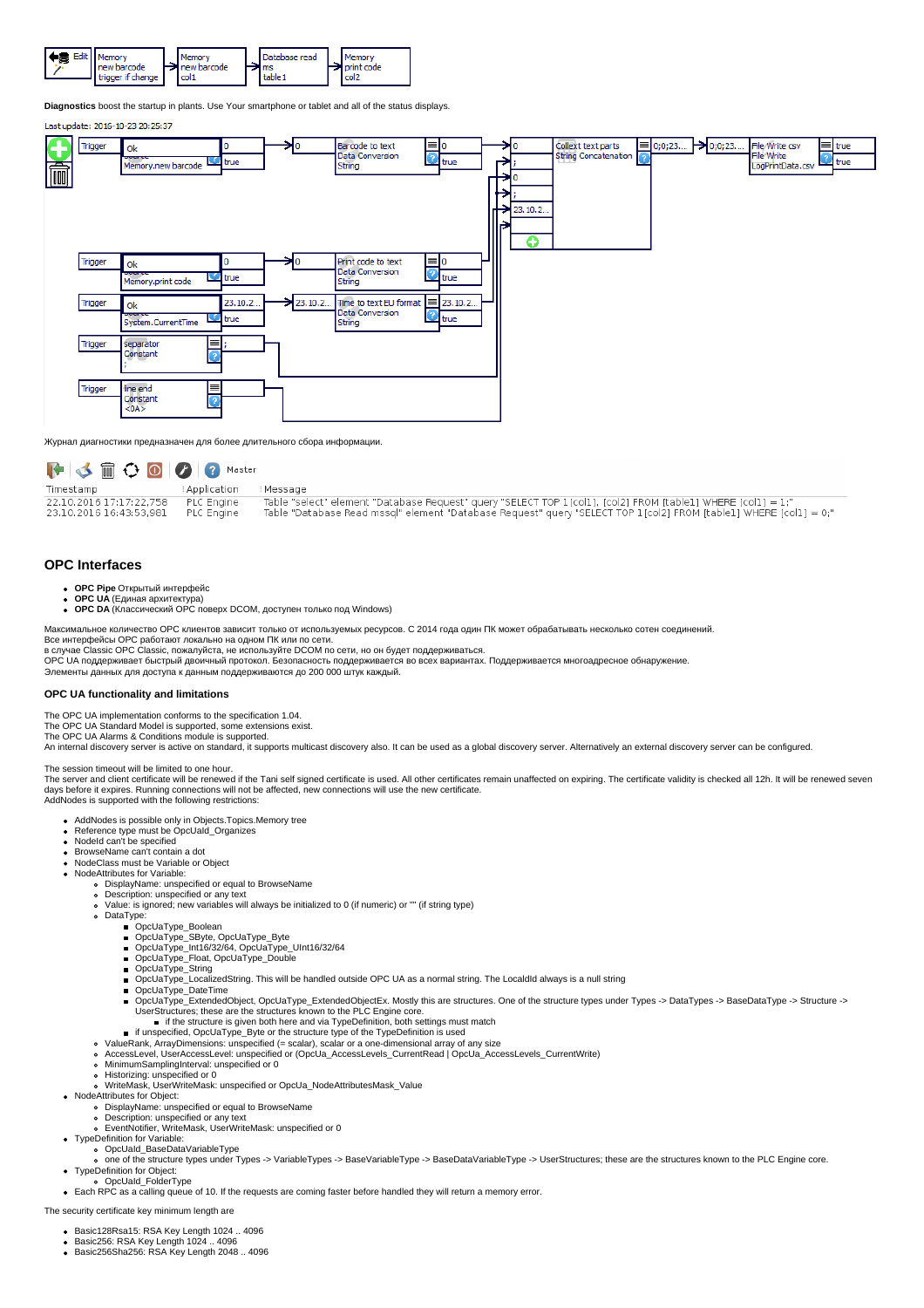**Diagnostics** boost the startup in plants. Use Your smartphone or tablet and all of the status displays.

Журнал диагностики предназначен для более длительного сбора информации.

| Timestamp | Application | Message |
| --- | --- | --- |
| 22.10.2016 17:17:22,758 | PLC Engine | Table "select" element "Database Request" query "SELECT TOP 1 [col1], [col2] FROM [table1] WHERE [col1] = 1;" |
| 23.10.2016 16:43:53,981 | PLC Engine | Table "Database Read mssql" element "Database Request" query "SELECT TOP 1 [col2] FROM [table1] WHERE [col1] = 0;" |

## OPC Interfaces

- **OPC Pipe** Открытый интерфейс
- **OPC UA** (Единая архитектура)
- **OPC DA** (Классический OPC поверх DCOM, доступен только под Windows)

Максимальное количество OPC клиентов зависит только от используемых ресурсов. С 2014 года один ПК может обрабатывать несколько сотен соединений.
Все интерфейсы OPC работают локально на одном ПК или по сети.
в случае Classic OPC Classic, пожалуйста, не используйте DCOM по сети, но он будет поддерживаться.
OPC UA поддерживает быстрый двоичный протокол. Безопасность поддерживается во всех вариантах. Поддерживается многоадресное обнаружение.
Элементы данных для доступа к данным поддерживаются до 200 000 штук каждый.

### OPC UA functionality and limitations

The OPC UA implementation conforms to the specification 1.04.
The OPC UA Standard Model is supported, some extensions exist.
The OPC UA Alarms & Conditions module is supported.
An internal discovery server is active on standard, it supports multicast discovery also. It can be used as a global discovery server. Alternatively an external discovery server can be configured.

The session timeout will be limited to one hour.
The server and client certificate will be renewed if the Tani self signed certificate is used. All other certificates remain unaffected on expiring. The certificate validity is checked all 12h. It will be renewed seven days before it expires. Running connections will not be affected, new connections will use the new certificate.
AddNodes is supported with the following restrictions:

- AddNodes is possible only in Objects.Topics.Memory tree
- Reference type must be OpcUaId_Organizes
- NodeId can't be specified
- BrowseName can't contain a dot
- NodeClass must be Variable or Object
- NodeAttributes for Variable:
  - DisplayName: unspecified or equal to BrowseName
  - Description: unspecified or any text
  - Value: is ignored; new variables will always be initialized to 0 (if numeric) or "" (if string type)
  - DataType:
    - OpcUaType_Boolean
    - OpcUaType_SByte, OpcUaType_Byte
    - OpcUaType_Int16/32/64, OpcUaType_UInt16/32/64
    - OpcUaType_Float, OpcUaType_Double
    - OpcUaType_String
    - OpcUaType_LocalizedString. This will be handled outside OPC UA as a normal string. The LocalId always is a null string
    - OpcUaType_DateTime
    - OpcUaType_ExtendedObject, OpcUaType_ExtendedObjectEx. Mostly this are structures. One of the structure types under Types -> DataTypes -> BaseDataType -> Structure -> UserStructures; these are the structures known to the PLC Engine core.
      - if the structure is given both here and via TypeDefinition, both settings must match
    - if unspecified, OpcUaType_Byte or the structure type of the TypeDefinition is used
  - ValueRank, ArrayDimensions: unspecified (= scalar), scalar or a one-dimensional array of any size
  - AccessLevel, UserAccessLevel: unspecified or (OpcUa_AccessLevels_CurrentRead | OpcUa_AccessLevels_CurrentWrite)
  - MinimumSamplingInterval: unspecified or 0
  - Historizing: unspecified or 0
  - WriteMask, UserWriteMask: unspecified or OpcUa_NodeAttributesMask_Value
- NodeAttributes for Object:
  - DisplayName: unspecified or equal to BrowseName
  - Description: unspecified or any text
  - EventNotifier, WriteMask, UserWriteMask: unspecified or 0
- TypeDefinition for Variable:
  - OpcUaId_BaseDataVariableType
  - one of the structure types under Types -> VariableTypes -> BaseVariableType -> BaseDataVariableType -> UserStructures; these are the structures known to the PLC Engine core.
- TypeDefinition for Object:
  - OpcUaId_FolderType
- Each RPC as a calling queue of 10. If the requests are coming faster before handled they will return a memory error.

The security certificate key minimum length are

- Basic128Rsa15: RSA Key Length 1024 .. 4096
- Basic256: RSA Key Length 1024 .. 4096
- Basic256Sha256: RSA Key Length 2048 .. 4096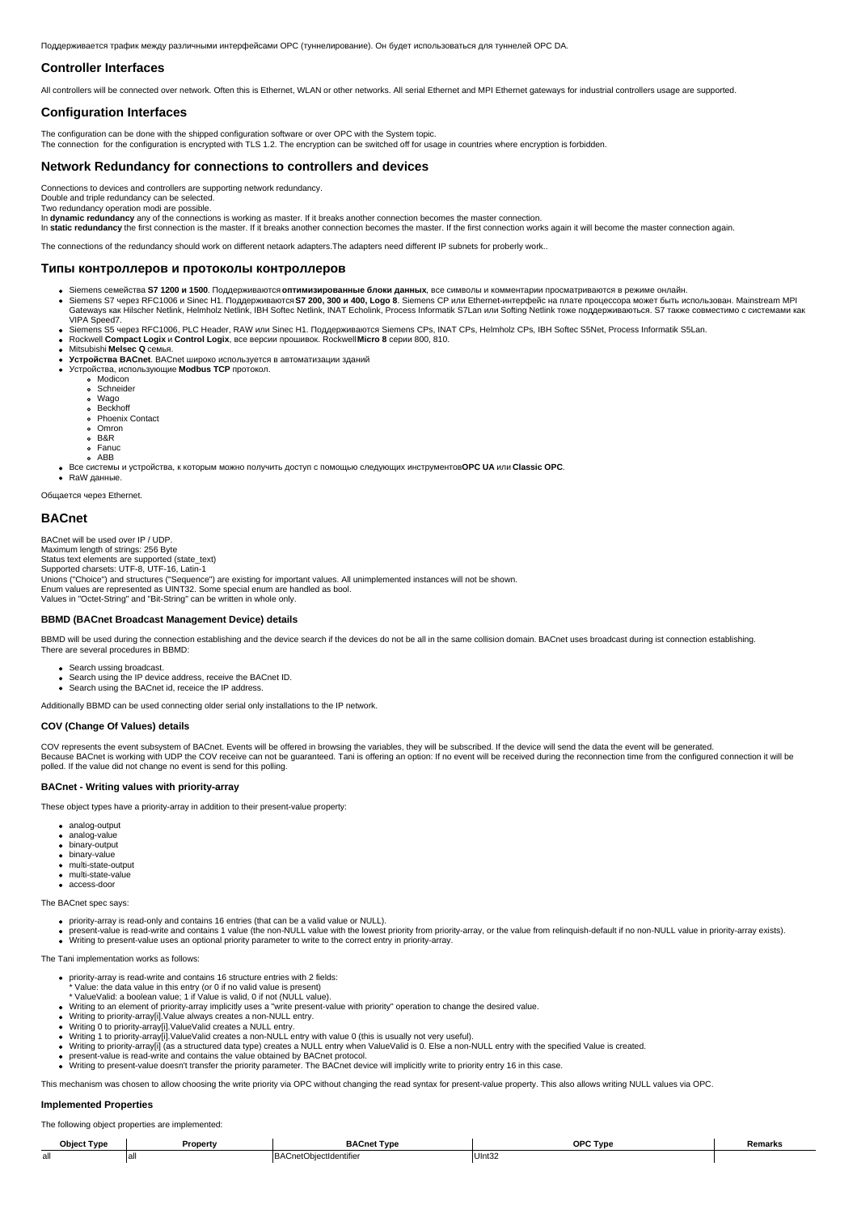Поддерживается трафик между различными интерфейсами OPC (туннелирование). Он будет использоваться для туннелей OPC DA.

## Controller Interfaces

All controllers will be connected over network. Often this is Ethernet, WLAN or other networks. All serial Ethernet and MPI Ethernet gateways for industrial controllers usage are supported.

## Configuration Interfaces

The configuration can be done with the shipped configuration software or over OPC with the System topic.
The connection  for the configuration is encrypted with TLS 1.2. The encryption can be switched off for usage in countries where encryption is forbidden.

## Network Redundancy for connections to controllers and devices

Connections to devices and controllers are supporting network redundancy.
Double and triple redundancy can be selected.
Two redundancy operation modi are possible.
In **dynamic redundancy** any of the connections is working as master. If it breaks another connection becomes the master connection.
In **static redundancy** the first connection is the master. If it breaks another connection becomes the master. If the first connection works again it will become the master connection again.

The connections of the redundancy should work on different netaork adapters.The adapters need different IP subnets for proberly work..

## Типы контроллеров и протоколы контроллеров

- Siemens семейства **S7 1200 и 1500**. Поддерживаются **оптимизированные блоки данных**, все символы и комментарии просматриваются в режиме онлайн.
- Siemens S7 через RFC1006 и Sinec H1. Поддерживаются **S7 200, 300 и 400, Logo 8**. Siemens CP или Ethernet-интерфейс на плате процессора может быть использован. Mainstream MPI Gateways как Hilscher Netlink, Helmholz Netlink, IBH Softec Netlink, INAT Echolink, Process Informatik S7Lan или Softing Netlink тоже поддерживаються. S7 также совместимо с системами как VIPA Speed7.
- Siemens S5 через RFC1006, PLC Header, RAW или Sinec H1. Поддерживаются Siemens CPs, INAT CPs, Helmholz CPs, IBH Softec S5Net, Process Informatik S5Lan.
- Rockwell **Compact Logix** и **Control Logix**, все версии прошивок. Rockwell **Micro 8** серии 800, 810.
- Mitsubishi **Melsec Q** семья.
- **Устройства BACnet**. BACnet широко используется в автоматизации зданий
- Устройства, использующие **Modbus TCP** протокол.
  - Modicon
  - Schneider
  - Wago
  - Beckhoff
  - Phoenix Contact
  - Omron
  - B&R
  - Fanuc
  - ABB
- Все системы и устройства, к которым можно получить доступ с помощью следующих инструментов **OPC UA** или **Classic OPC**.
- RaW данные.

Общается через Ethernet.

## BACnet

BACnet will be used over IP / UDP.
Maximum length of strings: 256 Byte
Status text elements are supported (state_text)
Supported charsets: UTF-8, UTF-16, Latin-1
Unions ("Choice") and structures ("Sequence") are existing for important values. All unimplemented instances will not be shown.
Enum values are represented as UINT32. Some special enum are handled as bool.
Values in "Octet-String" and "Bit-String" can be written in whole only.

### BBMD (BACnet Broadcast Management Device) details

BBMD will be used during the connection establishing and the device search if the devices do not be all in the same collision domain. BACnet uses broadcast during ist connection establishing.
There are several procedures in BBMD:

- Search ussing broadcast.
- Search using the IP device address, receive the BACnet ID.
- Search using the BACnet id, receice the IP address.

Additionally BBMD can be used connecting older serial only installations to the IP network.

### COV (Change Of Values) details

COV represents the event subsystem of BACnet. Events will be offered in browsing the variables, they will be subscribed. If the device will send the data the event will be generated.
Because BACnet is working with UDP the COV receive can not be guaranteed. Tani is offering an option: If no event will be received during the reconnection time from the configured connection it will be polled. If the value did not change no event is send for this polling.

### BACnet - Writing values with priority-array

These object types have a priority-array in addition to their present-value property:

- analog-output
- analog-value
- binary-output
- binary-value
- multi-state-output
- multi-state-value
- access-door

The BACnet spec says:

- priority-array is read-only and contains 16 entries (that can be a valid value or NULL).
- present-value is read-write and contains 1 value (the non-NULL value with the lowest priority from priority-array, or the value from relinquish-default if no non-NULL value in priority-array exists).
- Writing to present-value uses an optional priority parameter to write to the correct entry in priority-array.

The Tani implementation works as follows:

- priority-array is read-write and contains 16 structure entries with 2 fields:
  * Value: the data value in this entry (or 0 if no valid value is present)
  * ValueValid: a boolean value; 1 if Value is valid, 0 if not (NULL value).
- Writing to an element of priority-array implicitly uses a "write present-value with priority" operation to change the desired value.
- Writing to priority-array[i].Value always creates a non-NULL entry.
- Writing 0 to priority-array[i].ValueValid creates a NULL entry.
- Writing 1 to priority-array[i].ValueValid creates a non-NULL entry with value 0 (this is usually not very useful).
- Writing to priority-array[i] (as a structured data type) creates a NULL entry when ValueValid is 0. Else a non-NULL entry with the specified Value is created.
- present-value is read-write and contains the value obtained by BACnet protocol.
- Writing to present-value doesn't transfer the priority parameter. The BACnet device will implicitly write to priority entry 16 in this case.

This mechanism was chosen to allow choosing the write priority via OPC without changing the read syntax for present-value property. This also allows writing NULL values via OPC.

### Implemented Properties

The following object properties are implemented:

| Object Type | Property | BACnet Type | OPC Type | Remarks |
|---|---|---|---|---|
| all | all | BACnetObjectIdentifier | UInt32 | |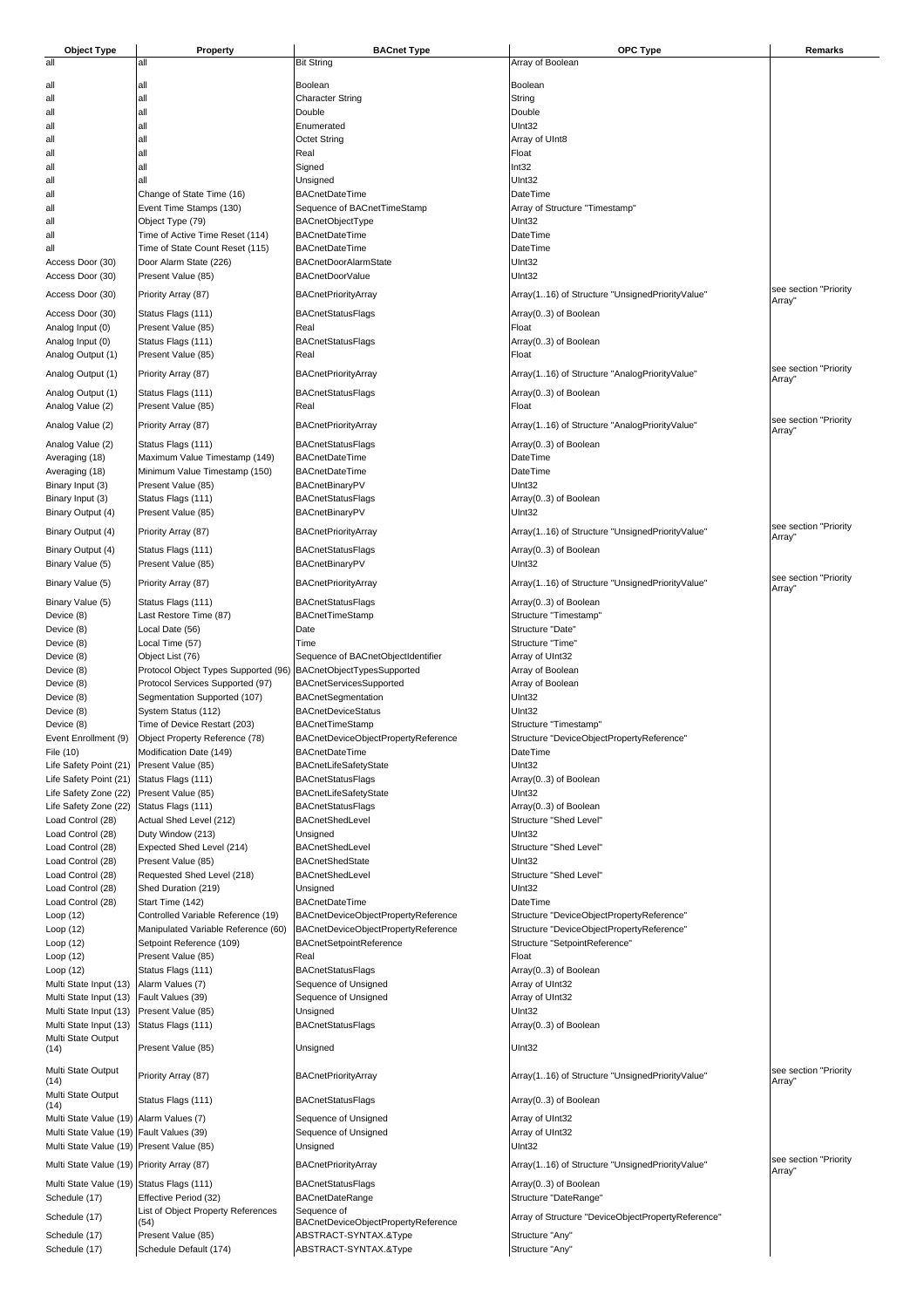| Object Type | Property | BACnet Type | OPC Type | Remarks |
|---|---|---|---|---|
| all | all | Bit String | Array of Boolean | |
| all | all | Boolean | Boolean | |
| all | all | Character String | String | |
| all | all | Double | Double | |
| all | all | Enumerated | UInt32 | |
| all | all | Octet String | Array of UInt8 | |
| all | all | Real | Float | |
| all | all | Signed | Int32 | |
| all | all | Unsigned | UInt32 | |
| all | Change of State Time (16) | BACnetDateTime | DateTime | |
| all | Event Time Stamps (130) | Sequence of BACnetTimeStamp | Array of Structure "Timestamp" | |
| all | Object Type (79) | BACnetObjectType | UInt32 | |
| all | Time of Active Time Reset (114) | BACnetDateTime | DateTime | |
| all | Time of State Count Reset (115) | BACnetDateTime | DateTime | |
| Access Door (30) | Door Alarm State (226) | BACnetDoorAlarmState | UInt32 | |
| Access Door (30) | Present Value (85) | BACnetDoorValue | UInt32 | |
| Access Door (30) | Priority Array (87) | BACnetPriorityArray | Array(1..16) of Structure "UnsignedPriorityValue" | see section "Priority Array" |
| Access Door (30) | Status Flags (111) | BACnetStatusFlags | Array(0..3) of Boolean | |
| Analog Input (0) | Present Value (85) | Real | Float | |
| Analog Input (0) | Status Flags (111) | BACnetStatusFlags | Array(0..3) of Boolean | |
| Analog Output (1) | Present Value (85) | Real | Float | |
| Analog Output (1) | Priority Array (87) | BACnetPriorityArray | Array(1..16) of Structure "AnalogPriorityValue" | see section "Priority Array" |
| Analog Output (1) | Status Flags (111) | BACnetStatusFlags | Array(0..3) of Boolean | |
| Analog Value (2) | Present Value (85) | Real | Float | |
| Analog Value (2) | Priority Array (87) | BACnetPriorityArray | Array(1..16) of Structure "AnalogPriorityValue" | see section "Priority Array" |
| Analog Value (2) | Status Flags (111) | BACnetStatusFlags | Array(0..3) of Boolean | |
| Averaging (18) | Maximum Value Timestamp (149) | BACnetDateTime | DateTime | |
| Averaging (18) | Minimum Value Timestamp (150) | BACnetDateTime | DateTime | |
| Binary Input (3) | Present Value (85) | BACnetBinaryPV | UInt32 | |
| Binary Input (3) | Status Flags (111) | BACnetStatusFlags | Array(0..3) of Boolean | |
| Binary Output (4) | Present Value (85) | BACnetBinaryPV | UInt32 | |
| Binary Output (4) | Priority Array (87) | BACnetPriorityArray | Array(1..16) of Structure "UnsignedPriorityValue" | see section "Priority Array" |
| Binary Output (4) | Status Flags (111) | BACnetStatusFlags | Array(0..3) of Boolean | |
| Binary Value (5) | Present Value (85) | BACnetBinaryPV | UInt32 | |
| Binary Value (5) | Priority Array (87) | BACnetPriorityArray | Array(1..16) of Structure "UnsignedPriorityValue" | see section "Priority Array" |
| Binary Value (5) | Status Flags (111) | BACnetStatusFlags | Array(0..3) of Boolean | |
| Device (8) | Last Restore Time (87) | BACnetTimeStamp | Structure "Timestamp" | |
| Device (8) | Local Date (56) | Date | Structure "Date" | |
| Device (8) | Local Time (57) | Time | Structure "Time" | |
| Device (8) | Object List (76) | Sequence of BACnetObjectIdentifier | Array of UInt32 | |
| Device (8) | Protocol Object Types Supported (96) | BACnetObjectTypesSupported | Array of Boolean | |
| Device (8) | Protocol Services Supported (97) | BACnetServicesSupported | Array of Boolean | |
| Device (8) | Segmentation Supported (107) | BACnetSegmentation | UInt32 | |
| Device (8) | System Status (112) | BACnetDeviceStatus | UInt32 | |
| Device (8) | Time of Device Restart (203) | BACnetTimeStamp | Structure "Timestamp" | |
| Event Enrollment (9) | Object Property Reference (78) | BACnetDeviceObjectPropertyReference | Structure "DeviceObjectPropertyReference" | |
| File (10) | Modification Date (149) | BACnetDateTime | DateTime | |
| Life Safety Point (21) | Present Value (85) | BACnetLifeSafetyState | UInt32 | |
| Life Safety Point (21) | Status Flags (111) | BACnetStatusFlags | Array(0..3) of Boolean | |
| Life Safety Zone (22) | Present Value (85) | BACnetLifeSafetyState | UInt32 | |
| Life Safety Zone (22) | Status Flags (111) | BACnetStatusFlags | Array(0..3) of Boolean | |
| Load Control (28) | Actual Shed Level (212) | BACnetShedLevel | Structure "Shed Level" | |
| Load Control (28) | Duty Window (213) | Unsigned | UInt32 | |
| Load Control (28) | Expected Shed Level (214) | BACnetShedLevel | Structure "Shed Level" | |
| Load Control (28) | Present Value (85) | BACnetShedState | UInt32 | |
| Load Control (28) | Requested Shed Level (218) | BACnetShedLevel | Structure "Shed Level" | |
| Load Control (28) | Shed Duration (219) | Unsigned | UInt32 | |
| Load Control (28) | Start Time (142) | BACnetDateTime | DateTime | |
| Loop (12) | Controlled Variable Reference (19) | BACnetDeviceObjectPropertyReference | Structure "DeviceObjectPropertyReference" | |
| Loop (12) | Manipulated Variable Reference (60) | BACnetDeviceObjectPropertyReference | Structure "DeviceObjectPropertyReference" | |
| Loop (12) | Setpoint Reference (109) | BACnetSetpointReference | Structure "SetpointReference" | |
| Loop (12) | Present Value (85) | Real | Float | |
| Loop (12) | Status Flags (111) | BACnetStatusFlags | Array(0..3) of Boolean | |
| Multi State Input (13) | Alarm Values (7) | Sequence of Unsigned | Array of UInt32 | |
| Multi State Input (13) | Fault Values (39) | Sequence of Unsigned | Array of UInt32 | |
| Multi State Input (13) | Present Value (85) | Unsigned | UInt32 | |
| Multi State Input (13) | Status Flags (111) | BACnetStatusFlags | Array(0..3) of Boolean | |
| Multi State Output (14) | Present Value (85) | Unsigned | UInt32 | |
| Multi State Output (14) | Priority Array (87) | BACnetPriorityArray | Array(1..16) of Structure "UnsignedPriorityValue" | see section "Priority Array" |
| Multi State Output (14) | Status Flags (111) | BACnetStatusFlags | Array(0..3) of Boolean | |
| Multi State Value (19) | Alarm Values (7) | Sequence of Unsigned | Array of UInt32 | |
| Multi State Value (19) | Fault Values (39) | Sequence of Unsigned | Array of UInt32 | |
| Multi State Value (19) | Present Value (85) | Unsigned | UInt32 | |
| Multi State Value (19) | Priority Array (87) | BACnetPriorityArray | Array(1..16) of Structure "UnsignedPriorityValue" | see section "Priority Array" |
| Multi State Value (19) | Status Flags (111) | BACnetStatusFlags | Array(0..3) of Boolean | |
| Schedule (17) | Effective Period (32) | BACnetDateRange | Structure "DateRange" | |
| Schedule (17) | List of Object Property References (54) | Sequence of BACnetDeviceObjectPropertyReference | Array of Structure "DeviceObjectPropertyReference" | |
| Schedule (17) | Present Value (85) | ABSTRACT-SYNTAX.&Type | Structure "Any" | |
| Schedule (17) | Schedule Default (174) | ABSTRACT-SYNTAX.&Type | Structure "Any" | |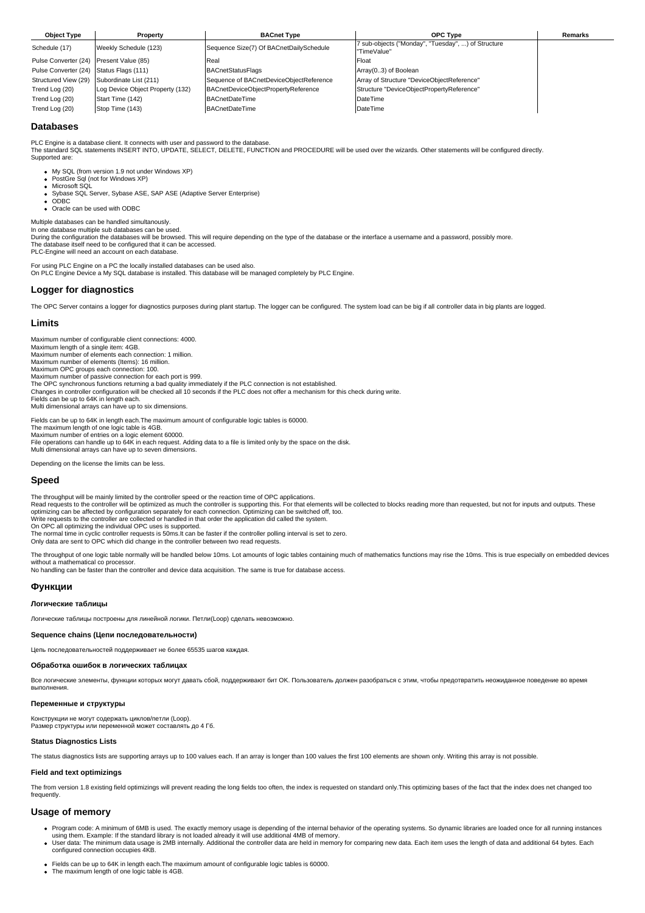| Object Type | Property | BACnet Type | OPC Type | Remarks |
| --- | --- | --- | --- | --- |
| Schedule (17) | Weekly Schedule (123) | Sequence Size(7) Of BACnetDailySchedule | 7 sub-objects ("Monday", "Tuesday", ...) of Structure "TimeValue" | |
| Pulse Converter (24) | Present Value (85) | Real | Float | |
| Pulse Converter (24) | Status Flags (111) | BACnetStatusFlags | Array(0..3) of Boolean | |
| Structured View (29) | Subordinate List (211) | Sequence of BACnetDeviceObjectReference | Array of Structure "DeviceObjectReference" | |
| Trend Log (20) | Log Device Object Property (132) | BACnetDeviceObjectPropertyReference | Structure "DeviceObjectPropertyReference" | |
| Trend Log (20) | Start Time (142) | BACnetDateTime | DateTime | |
| Trend Log (20) | Stop Time (143) | BACnetDateTime | DateTime | |

## Databases

PLC Engine is a database client. It connects with user and password to the database.
The standard SQL statements INSERT INTO, UPDATE, SELECT, DELETE, FUNCTION and PROCEDURE will be used over the wizards. Other statements will be configured directly.
Supported are:

- My SQL (from version 1.9 not under Windows XP)
- PostGre Sql (not for Windows XP)
- Microsoft SQL
- Sybase SQL Server, Sybase ASE, SAP ASE (Adaptive Server Enterprise)
- ODBC
- Oracle can be used with ODBC

Multiple databases can be handled simultanously.
In one database multiple sub databases can be used.
During the configuration the databases will be browsed. This will require depending on the type of the database or the interface a username and a password, possibly more.
The database itself need to be configured that it can be accessed.
PLC-Engine will need an account on each database.

For using PLC Engine on a PC the locally installed databases can be used also.
On PLC Engine Device a My SQL database is installed. This database will be managed completely by PLC Engine.

## Logger for diagnostics

The OPC Server contains a logger for diagnostics purposes during plant startup. The logger can be configured. The system load can be big if all controller data in big plants are logged.

## Limits

Maximum number of configurable client connections: 4000.
Maximum length of a single item: 4GB.
Maximum number of elements each connection: 1 million.
Maximum number of elements (Items): 16 million.
Maximum OPC groups each connection: 100.
Maximum number of passive connection for each port is 999.
The OPC synchronous functions returning a bad quality immediately if the PLC connection is not established.
Changes in controller configuration will be checked all 10 seconds if the PLC does not offer a mechanism for this check during write.
Fields can be up to 64K in length each.
Multi dimensional arrays can have up to six dimensions.

Fields can be up to 64K in length each.The maximum amount of configurable logic tables is 60000.
The maximum length of one logic table is 4GB.
Maximum number of entries on a logic element 60000.
File operations can handle up to 64K in each request. Adding data to a file is limited only by the space on the disk.
Multi dimensional arrays can have up to seven dimensions.

Depending on the license the limits can be less.

## Speed

The throughput will be mainly limited by the controller speed or the reaction time of OPC applications.
Read requests to the controller will be optimized as much the controller is supporting this. For that elements will be collected to blocks reading more than requested, but not for inputs and outputs. These optimizing can be affected by configuration separately for each connection. Optimizing can be switched off, too.
Write requests to the controller are collected or handled in that order the application did call the system.
On OPC all optimizing the individual OPC uses is supported.
The normal time in cyclic controller requests is 50ms.It can be faster if the controller polling interval is set to zero.
Only data are sent to OPC which did change in the controller between two read requests.

The throughput of one logic table normally will be handled below 10ms. Lot amounts of logic tables containing much of mathematics functions may rise the 10ms. This is true especially on embedded devices without a mathematical co processor.
No handling can be faster than the controller and device data acquisition. The same is true for database access.

## Функции

### Логические таблицы

Логические таблицы построены для линейной логики. Петли(Loop) сделать невозможно.

### Sequence chains (Цепи последовательности)

Цепь последовательностей поддерживает не более 65535 шагов каждая.

### Обработка ошибок в логических таблицах

Все логические элементы, функции которых могут давать сбой, поддерживают бит OK. Пользователь должен разобраться с этим, чтобы предотвратить неожиданное поведение во время выполнения.

### Переменные и структуры

Конструкции не могут содержать циклов/петли (Loop).
Размер структуры или переменной может составлять до 4 Гб.

### Status Diagnostics Lists

The status diagnostics lists are supporting arrays up to 100 values each. If an array is longer than 100 values the first 100 elements are shown only. Writing this array is not possible.

### Field and text optimizings

The from version 1.8 existing field optimizings will prevent reading the long fields too often, the index is requested on standard only.This optimizing bases of the fact that the index does net changed too frequently.

## Usage of memory

- Program code: A minimum of 6MB is used. The exactly memory usage is depending of the internal behavior of the operating systems. So dynamic libraries are loaded once for all running instances using them. Example: If the standard library is not loaded already it will use additional 4MB of memory.
- User data: The minimum data usage is 2MB internally. Additional the controller data are held in memory for comparing new data. Each item uses the length of data and additional 64 bytes. Each configured connection occupies 4KB.

- Fields can be up to 64K in length each.The maximum amount of configurable logic tables is 60000.
- The maximum length of one logic table is 4GB.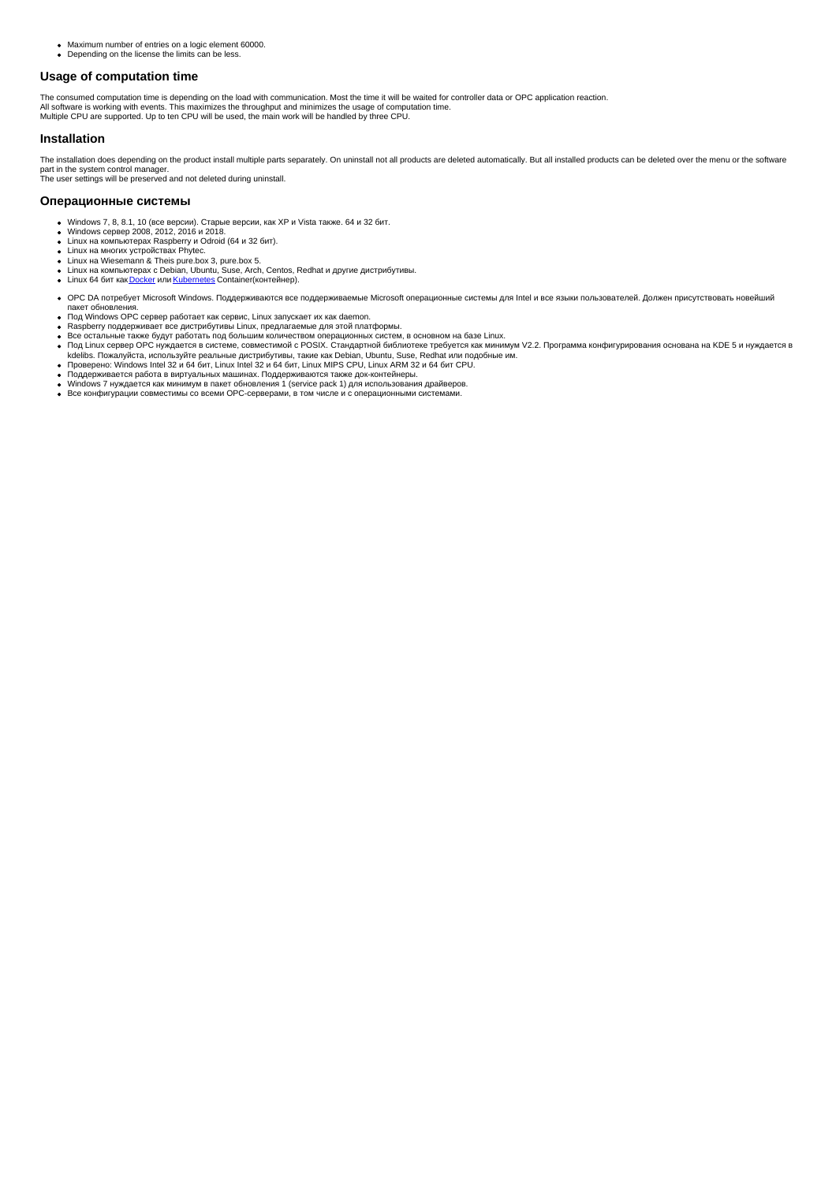- Maximum number of entries on a logic element 60000.
- Depending on the license the limits can be less.

## Usage of computation time

The consumed computation time is depending on the load with communication. Most the time it will be waited for controller data or OPC application reaction.
All software is working with events. This maximizes the throughput and minimizes the usage of computation time.
Multiple CPU are supported. Up to ten CPU will be used, the main work will be handled by three CPU.

## Installation

The installation does depending on the product install multiple parts separately. On uninstall not all products are deleted automatically. But all installed products can be deleted over the menu or the software part in the system control manager.
The user settings will be preserved and not deleted during uninstall.

## Операционные системы

- Windows 7, 8, 8.1, 10 (все версии). Старые версии, как XP и Vista также. 64 и 32 бит.
- Windows сервер 2008, 2012, 2016 и 2018.
- Linux на компьютерах Raspberry и Odroid (64 и 32 бит).
- Linux на многих устройствах Phytec.
- Linux на Wiesemann & Theis pure.box 3, pure.box 5.
- Linux на компьютерах с Debian, Ubuntu, Suse, Arch, Centos, Redhat и другие дистрибутивы.
- Linux 64 бит как Docker или Kubernetes Container(контейнер).

- OPC DA потребует Microsoft Windows. Поддерживаются все поддерживаемые Microsoft операционные системы для Intel и все языки пользователей. Должен присутствовать новейший пакет обновления.
- Под Windows OPC сервер работает как сервис, Linux запускает их как daemon.
- Raspberry поддерживает все дистрибутивы Linux, предлагаемые для этой платформы.
- Все остальные также будут работать под большим количеством операционных систем, в основном на базе Linux.
- Под Linux сервер OPC нуждается в системе, совместимой с POSIX. Стандартной библиотеке требуется как минимум V2.2. Программа конфигурирования основана на KDE 5 и нуждается в kdelibs. Пожалуйста, используйте реальные дистрибутивы, такие как Debian, Ubuntu, Suse, Redhat или подобные им.
- Проверено: Windows Intel 32 и 64 бит, Linux Intel 32 и 64 бит, Linux MIPS CPU, Linux ARM 32 и 64 бит CPU.
- Поддерживается работа в виртуальных машинах. Поддерживаются также док-контейнеры.
- Windows 7 нуждается как минимум в пакет обновления 1 (service pack 1) для использования драйверов.
- Все конфигурации совместимы со всеми OPC-серверами, в том числе и с операционными системами.